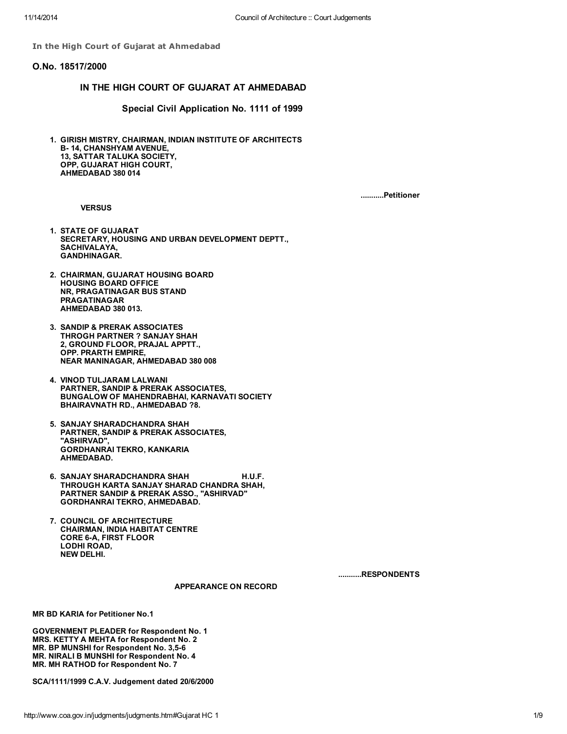**In the High Court of Gujarat at Ahmedabad**

**O.No. 18517/2000**

## IN THE HIGH COURT OF GUJARAT AT AHMEDABAD

### Special Civil Application No. 1111 of 1999

1. **GIRISH MISTRY, CHAIRMAN, INDIAN INSTITUTE OF ARCHITECTS**
   **B- 14, CHANSHYAM AVENUE,**
   **13, SATTAR TALUKA SOCIETY,**
   **OPP, GUJARAT HIGH COURT,**
   **AHMEDABAD 380 014**

**...........Petitioner**

**VERSUS**

1. **STATE OF GUJARAT**
   **SECRETARY, HOUSING AND URBAN DEVELOPMENT DEPTT.,**
   **SACHIVALAYA,**
   **GANDHINAGAR.**

2. **CHAIRMAN, GUJARAT HOUSING BOARD**
   **HOUSING BOARD OFFICE**
   **NR, PRAGATINAGAR BUS STAND**
   **PRAGATINAGAR**
   **AHMEDABAD 380 013.**

3. **SANDIP & PRERAK ASSOCIATES**
   **THROGH PARTNER ? SANJAY SHAH**
   **2, GROUND FLOOR, PRAJAL APPTT.,**
   **OPP. PRARTH EMPIRE,**
   **NEAR MANINAGAR, AHMEDABAD 380 008**

4. **VINOD TULJARAM LALWANI**
   **PARTNER, SANDIP & PRERAK ASSOCIATES,**
   **BUNGALOW OF MAHENDRABHAI, KARNAVATI SOCIETY**
   **BHAIRAVNATH RD., AHMEDABAD ?8.**

5. **SANJAY SHARADCHANDRA SHAH**
   **PARTNER, SANDIP & PRERAK ASSOCIATES,**
   **"ASHIRVAD",**
   **GORDHANRAI TEKRO, KANKARIA**
   **AHMEDABAD.**

6. **SANJAY SHARADCHANDRA SHAH H.U.F.**
   **THROUGH KARTA SANJAY SHARAD CHANDRA SHAH,**
   **PARTNER SANDIP & PRERAK ASSO., "ASHIRVAD"**
   **GORDHANRAI TEKRO, AHMEDABAD.**

7. **COUNCIL OF ARCHITECTURE**
   **CHAIRMAN, INDIA HABITAT CENTRE**
   **CORE 6-A, FIRST FLOOR**
   **LODHI ROAD,**
   **NEW DELHI.**

**...........RESPONDENTS**

**APPEARANCE ON RECORD**

**MR BD KARIA for Petitioner No.1**

**GOVERNMENT PLEADER for Respondent No. 1**
**MRS. KETTY A MEHTA for Respondent No. 2**
**MR. BP MUNSHI for Respondent No. 3,5-6**
**MR. NIRALI B MUNSHI for Respondent No. 4**
**MR. MH RATHOD for Respondent No. 7**

**SCA/1111/1999 C.A.V. Judgement dated 20/6/2000**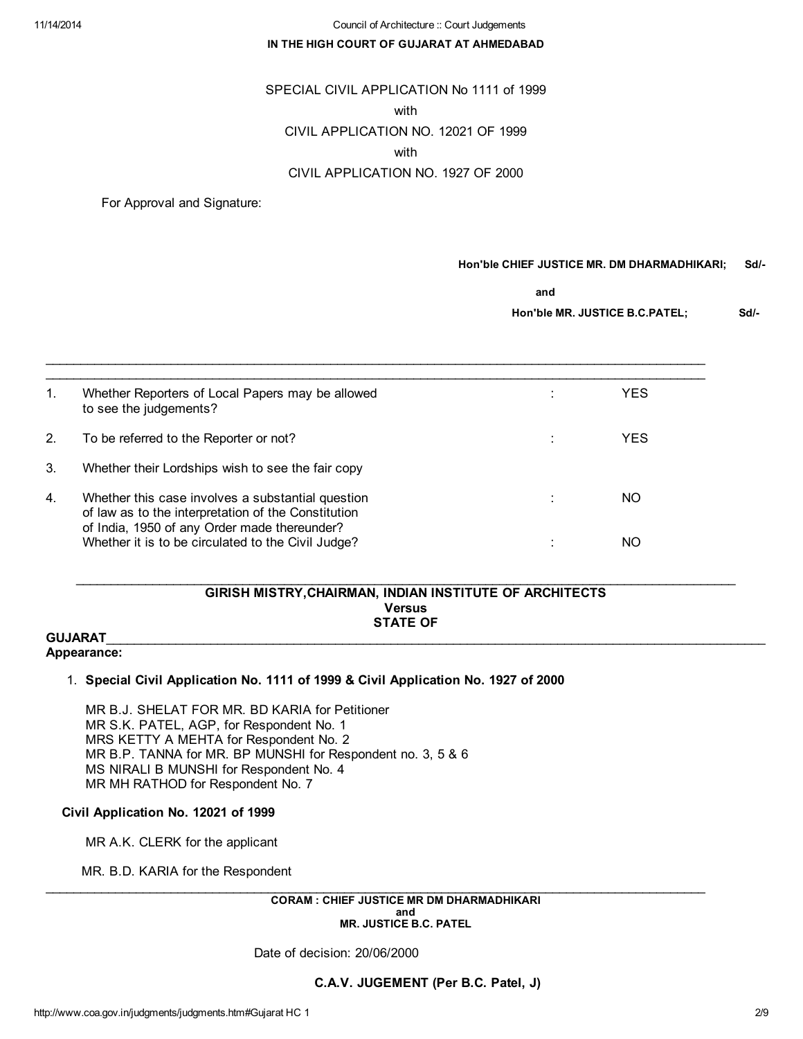**IN THE HIGH COURT OF GUJARAT AT AHMEDABAD**

SPECIAL CIVIL APPLICATION No 1111 of 1999

with

CIVIL APPLICATION NO. 12021 OF 1999

with

CIVIL APPLICATION NO. 1927 OF 2000

For Approval and Signature:

**Hon'ble CHIEF JUSTICE MR. DM DHARMADHIKARI;** **Sd/-**

**and**

**Hon'ble MR. JUSTICE B.C.PATEL;** **Sd/-**

---

| | | | |
|---|---|---|---|
| 1. | Whether Reporters of Local Papers may be allowed to see the judgements? | : | YES |
| 2. | To be referred to the Reporter or not? | : | YES |
| 3. | Whether their Lordships wish to see the fair copy | | |
| 4. | Whether this case involves a substantial question of law as to the interpretation of the Constitution of India, 1950 of any Order made thereunder? | : | NO |
| | Whether it is to be circulated to the Civil Judge? | : | NO |

---

**GIRISH MISTRY,CHAIRMAN, INDIAN INSTITUTE OF ARCHITECTS**
**Versus**
**STATE OF GUJARAT**

---

**Appearance:**

1. **Special Civil Application No. 1111 of 1999 & Civil Application No. 1927 of 2000**

   MR B.J. SHELAT FOR MR. BD KARIA for Petitioner
   MR S.K. PATEL, AGP, for Respondent No. 1
   MRS KETTY A MEHTA for Respondent No. 2
   MR B.P. TANNA for MR. BP MUNSHI for Respondent no. 3, 5 & 6
   MS NIRALI B MUNSHI for Respondent No. 4
   MR MH RATHOD for Respondent No. 7

**Civil Application No. 12021 of 1999**

MR A.K. CLERK for the applicant

MR. B.D. KARIA for the Respondent

---

**CORAM : CHIEF JUSTICE MR DM DHARMADHIKARI**
**and**
**MR. JUSTICE B.C. PATEL**

Date of decision: 20/06/2000

**C.A.V. JUGEMENT (Per B.C. Patel, J)**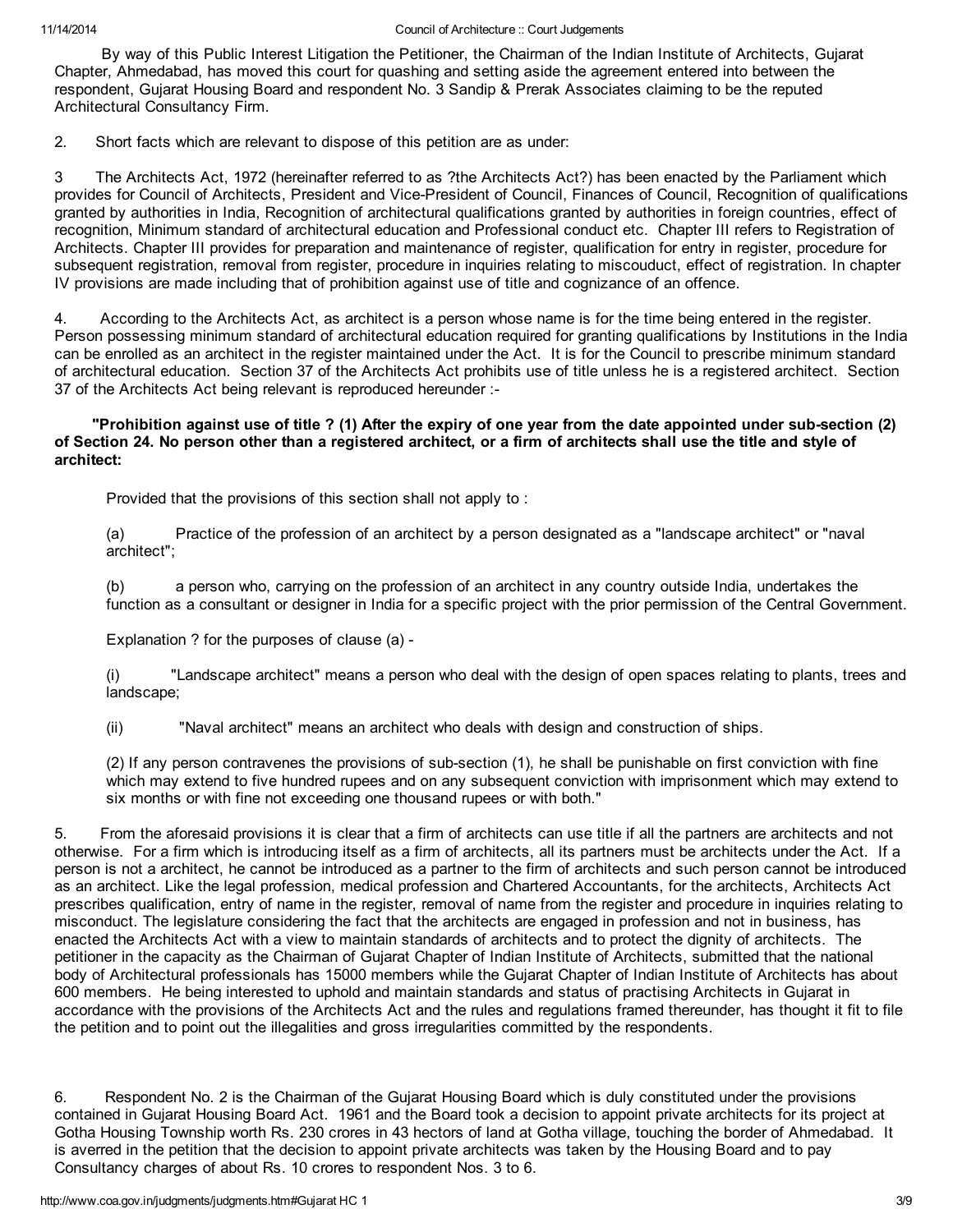By way of this Public Interest Litigation the Petitioner, the Chairman of the Indian Institute of Architects, Gujarat Chapter, Ahmedabad, has moved this court for quashing and setting aside the agreement entered into between the respondent, Gujarat Housing Board and respondent No. 3 Sandip & Prerak Associates claiming to be the reputed Architectural Consultancy Firm.

2. Short facts which are relevant to dispose of this petition are as under:

3 The Architects Act, 1972 (hereinafter referred to as ?the Architects Act?) has been enacted by the Parliament which provides for Council of Architects, President and Vice-President of Council, Finances of Council, Recognition of qualifications granted by authorities in India, Recognition of architectural qualifications granted by authorities in foreign countries, effect of recognition, Minimum standard of architectural education and Professional conduct etc. Chapter III refers to Registration of Architects. Chapter III provides for preparation and maintenance of register, qualification for entry in register, procedure for subsequent registration, removal from register, procedure in inquiries relating to miscouduct, effect of registration. In chapter IV provisions are made including that of prohibition against use of title and cognizance of an offence.

4. According to the Architects Act, as architect is a person whose name is for the time being entered in the register. Person possessing minimum standard of architectural education required for granting qualifications by Institutions in the India can be enrolled as an architect in the register maintained under the Act. It is for the Council to prescribe minimum standard of architectural education. Section 37 of the Architects Act prohibits use of title unless he is a registered architect. Section 37 of the Architects Act being relevant is reproduced hereunder :-

**"Prohibition against use of title ? (1) After the expiry of one year from the date appointed under sub-section (2) of Section 24. No person other than a registered architect, or a firm of architects shall use the title and style of architect:**

> Provided that the provisions of this section shall not apply to :
>
> (a) Practice of the profession of an architect by a person designated as a "landscape architect" or "naval architect";
>
> (b) a person who, carrying on the profession of an architect in any country outside India, undertakes the function as a consultant or designer in India for a specific project with the prior permission of the Central Government.
>
> Explanation ? for the purposes of clause (a) -
>
> (i) "Landscape architect" means a person who deal with the design of open spaces relating to plants, trees and landscape;
>
> (ii) "Naval architect" means an architect who deals with design and construction of ships.
>
> (2) If any person contravenes the provisions of sub-section (1), he shall be punishable on first conviction with fine which may extend to five hundred rupees and on any subsequent conviction with imprisonment which may extend to six months or with fine not exceeding one thousand rupees or with both."

5. From the aforesaid provisions it is clear that a firm of architects can use title if all the partners are architects and not otherwise. For a firm which is introducing itself as a firm of architects, all its partners must be architects under the Act. If a person is not a architect, he cannot be introduced as a partner to the firm of architects and such person cannot be introduced as an architect. Like the legal profession, medical profession and Chartered Accountants, for the architects, Architects Act prescribes qualification, entry of name in the register, removal of name from the register and procedure in inquiries relating to misconduct. The legislature considering the fact that the architects are engaged in profession and not in business, has enacted the Architects Act with a view to maintain standards of architects and to protect the dignity of architects. The petitioner in the capacity as the Chairman of Gujarat Chapter of Indian Institute of Architects, submitted that the national body of Architectural professionals has 15000 members while the Gujarat Chapter of Indian Institute of Architects has about 600 members. He being interested to uphold and maintain standards and status of practising Architects in Gujarat in accordance with the provisions of the Architects Act and the rules and regulations framed thereunder, has thought it fit to file the petition and to point out the illegalities and gross irregularities committed by the respondents.

6. Respondent No. 2 is the Chairman of the Gujarat Housing Board which is duly constituted under the provisions contained in Gujarat Housing Board Act. 1961 and the Board took a decision to appoint private architects for its project at Gotha Housing Township worth Rs. 230 crores in 43 hectors of land at Gotha village, touching the border of Ahmedabad. It is averred in the petition that the decision to appoint private architects was taken by the Housing Board and to pay Consultancy charges of about Rs. 10 crores to respondent Nos. 3 to 6.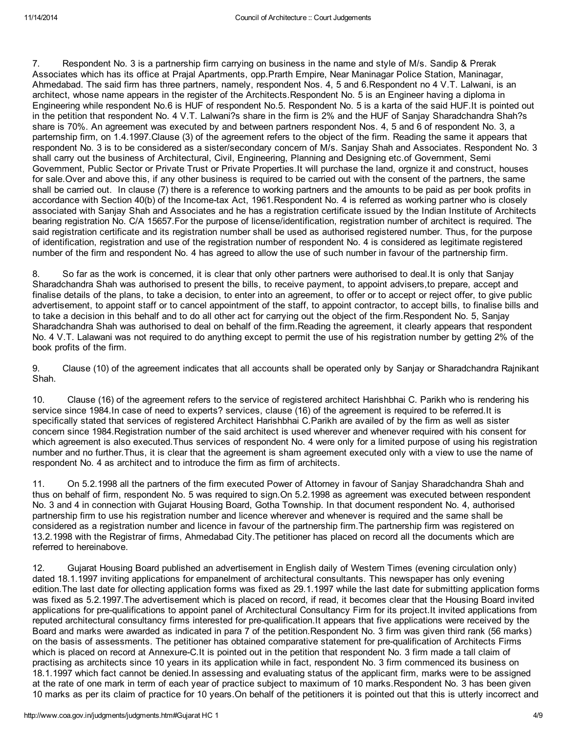7. Respondent No. 3 is a partnership firm carrying on business in the name and style of M/s. Sandip & Prerak Associates which has its office at Prajal Apartments, opp.Prarth Empire, Near Maninagar Police Station, Maninagar, Ahmedabad. The said firm has three partners, namely, respondent Nos. 4, 5 and 6.Respondent no 4 V.T. Lalwani, is an architect, whose name appears in the register of the Architects.Respondent No. 5 is an Engineer having a diploma in Engineering while respondent No.6 is HUF of respondent No.5. Respondent No. 5 is a karta of the said HUF.It is pointed out in the petition that respondent No. 4 V.T. Lalwani?s share in the firm is 2% and the HUF of Sanjay Sharadchandra Shah?s share is 70%. An agreement was executed by and between partners respondent Nos. 4, 5 and 6 of respondent No. 3, a parternship firm, on 1.4.1997.Clause (3) of the agreement refers to the object of the firm. Reading the same it appears that respondent No. 3 is to be considered as a sister/secondary concern of M/s. Sanjay Shah and Associates. Respondent No. 3 shall carry out the business of Architectural, Civil, Engineering, Planning and Designing etc.of Government, Semi Government, Public Sector or Private Trust or Private Properties.It will purchase the land, orgnize it and construct, houses for sale.Over and above this, if any other business is required to be carried out with the consent of the partners, the same shall be carried out. In clause (7) there is a reference to working partners and the amounts to be paid as per book profits in accordance with Section 40(b) of the Income-tax Act, 1961.Respondent No. 4 is referred as working partner who is closely associated with Sanjay Shah and Associates and he has a registration certificate issued by the Indian Institute of Architects bearing registration No. C/A 15657.For the purpose of license/identification, registration number of architect is required. The said registration certificate and its registration number shall be used as authorised registered number. Thus, for the purpose of identification, registration and use of the registration number of respondent No. 4 is considered as legitimate registered number of the firm and respondent No. 4 has agreed to allow the use of such number in favour of the partnership firm.

8. So far as the work is concerned, it is clear that only other partners were authorised to deal.It is only that Sanjay Sharadchandra Shah was authorised to present the bills, to receive payment, to appoint advisers,to prepare, accept and finalise details of the plans, to take a decision, to enter into an agreement, to offer or to accept or reject offer, to give public advertisement, to appoint staff or to cancel appointment of the staff, to appoint contractor, to accept bills, to finalise bills and to take a decision in this behalf and to do all other act for carrying out the object of the firm.Respondent No. 5, Sanjay Sharadchandra Shah was authorised to deal on behalf of the firm.Reading the agreement, it clearly appears that respondent No. 4 V.T. Lalawani was not required to do anything except to permit the use of his registration number by getting 2% of the book profits of the firm.

9. Clause (10) of the agreement indicates that all accounts shall be operated only by Sanjay or Sharadchandra Rajnikant Shah.

10. Clause (16) of the agreement refers to the service of registered architect Harishbhai C. Parikh who is rendering his service since 1984.In case of need to experts? services, clause (16) of the agreement is required to be referred.It is specifically stated that services of registered Architect Harishbhai C.Parikh are availed of by the firm as well as sister concern since 1984.Registration number of the said architect is used wherever and whenever required with his consent for which agreement is also executed.Thus services of respondent No. 4 were only for a limited purpose of using his registration number and no further.Thus, it is clear that the agreement is sham agreement executed only with a view to use the name of respondent No. 4 as architect and to introduce the firm as firm of architects.

11. On 5.2.1998 all the partners of the firm executed Power of Attorney in favour of Sanjay Sharadchandra Shah and thus on behalf of firm, respondent No. 5 was required to sign.On 5.2.1998 as agreement was executed between respondent No. 3 and 4 in connection with Gujarat Housing Board, Gotha Township. In that document respondent No. 4, authorised partnership firm to use his registration number and licence wherever and whenever is required and the same shall be considered as a registration number and licence in favour of the partnership firm.The partnership firm was registered on 13.2.1998 with the Registrar of firms, Ahmedabad City.The petitioner has placed on record all the documents which are referred to hereinabove.

12. Gujarat Housing Board published an advertisement in English daily of Western Times (evening circulation only) dated 18.1.1997 inviting applications for empanelment of architectural consultants. This newspaper has only evening edition.The last date for ollecting application forms was fixed as 29.1.1997 while the last date for submitting application forms was fixed as 5.2.1997.The advertisement which is placed on record, if read, it becomes clear that the Housing Board invited applications for pre-qualifications to appoint panel of Architectural Consultancy Firm for its project.It invited applications from reputed architectural consultancy firms interested for pre-qualification.It appears that five applications were received by the Board and marks were awarded as indicated in para 7 of the petition.Respondent No. 3 firm was given third rank (56 marks) on the basis of assessments. The petitioner has obtained comparative statement for pre-qualification of Architects Firms which is placed on record at Annexure-C.It is pointed out in the petition that respondent No. 3 firm made a tall claim of practising as architects since 10 years in its application while in fact, respondent No. 3 firm commenced its business on 18.1.1997 which fact cannot be denied.In assessing and evaluating status of the applicant firm, marks were to be assigned at the rate of one mark in term of each year of practice subject to maximum of 10 marks.Respondent No. 3 has been given 10 marks as per its claim of practice for 10 years.On behalf of the petitioners it is pointed out that this is utterly incorrect and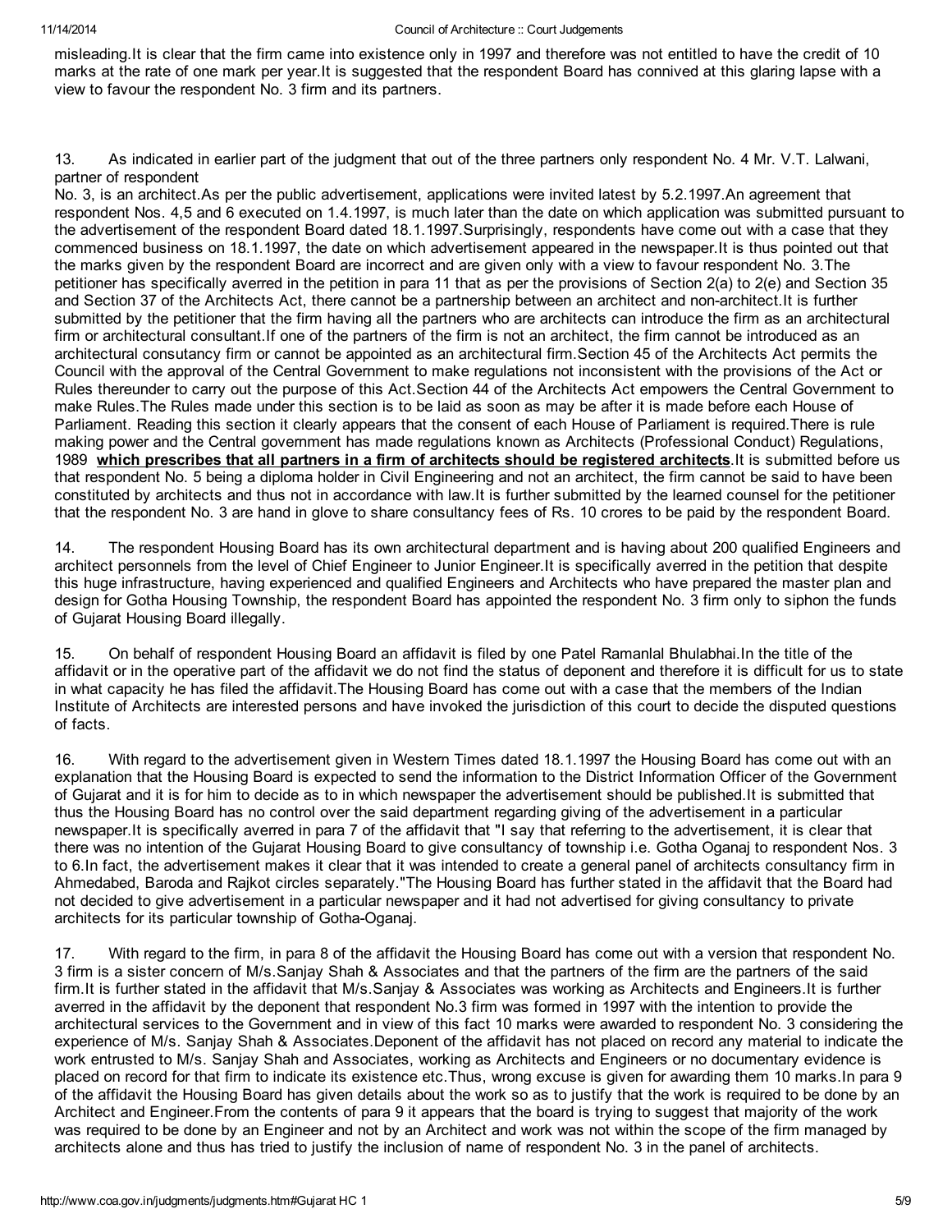misleading.It is clear that the firm came into existence only in 1997 and therefore was not entitled to have the credit of 10 marks at the rate of one mark per year.It is suggested that the respondent Board has connived at this glaring lapse with a view to favour the respondent No. 3 firm and its partners.

13. As indicated in earlier part of the judgment that out of the three partners only respondent No. 4 Mr. V.T. Lalwani, partner of respondent
No. 3, is an architect.As per the public advertisement, applications were invited latest by 5.2.1997.An agreement that respondent Nos. 4,5 and 6 executed on 1.4.1997, is much later than the date on which application was submitted pursuant to the advertisement of the respondent Board dated 18.1.1997.Surprisingly, respondents have come out with a case that they commenced business on 18.1.1997, the date on which advertisement appeared in the newspaper.It is thus pointed out that the marks given by the respondent Board are incorrect and are given only with a view to favour respondent No. 3.The petitioner has specifically averred in the petition in para 11 that as per the provisions of Section 2(a) to 2(e) and Section 35 and Section 37 of the Architects Act, there cannot be a partnership between an architect and non-architect.It is further submitted by the petitioner that the firm having all the partners who are architects can introduce the firm as an architectural firm or architectural consultant.If one of the partners of the firm is not an architect, the firm cannot be introduced as an architectural consutancy firm or cannot be appointed as an architectural firm.Section 45 of the Architects Act permits the Council with the approval of the Central Government to make regulations not inconsistent with the provisions of the Act or Rules thereunder to carry out the purpose of this Act.Section 44 of the Architects Act empowers the Central Government to make Rules.The Rules made under this section is to be laid as soon as may be after it is made before each House of Parliament. Reading this section it clearly appears that the consent of each House of Parliament is required.There is rule making power and the Central government has made regulations known as Architects (Professional Conduct) Regulations, 1989 **which prescribes that all partners in a firm of architects should be registered architects**.It is submitted before us that respondent No. 5 being a diploma holder in Civil Engineering and not an architect, the firm cannot be said to have been constituted by architects and thus not in accordance with law.It is further submitted by the learned counsel for the petitioner that the respondent No. 3 are hand in glove to share consultancy fees of Rs. 10 crores to be paid by the respondent Board.

14. The respondent Housing Board has its own architectural department and is having about 200 qualified Engineers and architect personnels from the level of Chief Engineer to Junior Engineer.It is specifically averred in the petition that despite this huge infrastructure, having experienced and qualified Engineers and Architects who have prepared the master plan and design for Gotha Housing Township, the respondent Board has appointed the respondent No. 3 firm only to siphon the funds of Gujarat Housing Board illegally.

15. On behalf of respondent Housing Board an affidavit is filed by one Patel Ramanlal Bhulabhai.In the title of the affidavit or in the operative part of the affidavit we do not find the status of deponent and therefore it is difficult for us to state in what capacity he has filed the affidavit.The Housing Board has come out with a case that the members of the Indian Institute of Architects are interested persons and have invoked the jurisdiction of this court to decide the disputed questions of facts.

16. With regard to the advertisement given in Western Times dated 18.1.1997 the Housing Board has come out with an explanation that the Housing Board is expected to send the information to the District Information Officer of the Government of Gujarat and it is for him to decide as to in which newspaper the advertisement should be published.It is submitted that thus the Housing Board has no control over the said department regarding giving of the advertisement in a particular newspaper.It is specifically averred in para 7 of the affidavit that "I say that referring to the advertisement, it is clear that there was no intention of the Gujarat Housing Board to give consultancy of township i.e. Gotha Oganaj to respondent Nos. 3 to 6.In fact, the advertisement makes it clear that it was intended to create a general panel of architects consultancy firm in Ahmedabed, Baroda and Rajkot circles separately."The Housing Board has further stated in the affidavit that the Board had not decided to give advertisement in a particular newspaper and it had not advertised for giving consultancy to private architects for its particular township of Gotha-Oganaj.

17. With regard to the firm, in para 8 of the affidavit the Housing Board has come out with a version that respondent No. 3 firm is a sister concern of M/s.Sanjay Shah & Associates and that the partners of the firm are the partners of the said firm.It is further stated in the affidavit that M/s.Sanjay Shah & Associates was working as Architects and Engineers.It is further averred in the affidavit by the deponent that respondent No.3 firm was formed in 1997 with the intention to provide the architectural services to the Government and in view of this fact 10 marks were awarded to respondent No. 3 considering the experience of M/s. Sanjay Shah & Associates.Deponent of the affidavit has not placed on record any material to indicate the work entrusted to M/s. Sanjay Shah and Associates, working as Architects and Engineers or no documentary evidence is placed on record for that firm to indicate its existence etc.Thus, wrong excuse is given for awarding them 10 marks.In para 9 of the affidavit the Housing Board has given details about the work so as to justify that the work is required to be done by an Architect and Engineer.From the contents of para 9 it appears that the board is trying to suggest that majority of the work was required to be done by an Engineer and not by an Architect and work was not within the scope of the firm managed by architects alone and thus has tried to justify the inclusion of name of respondent No. 3 in the panel of architects.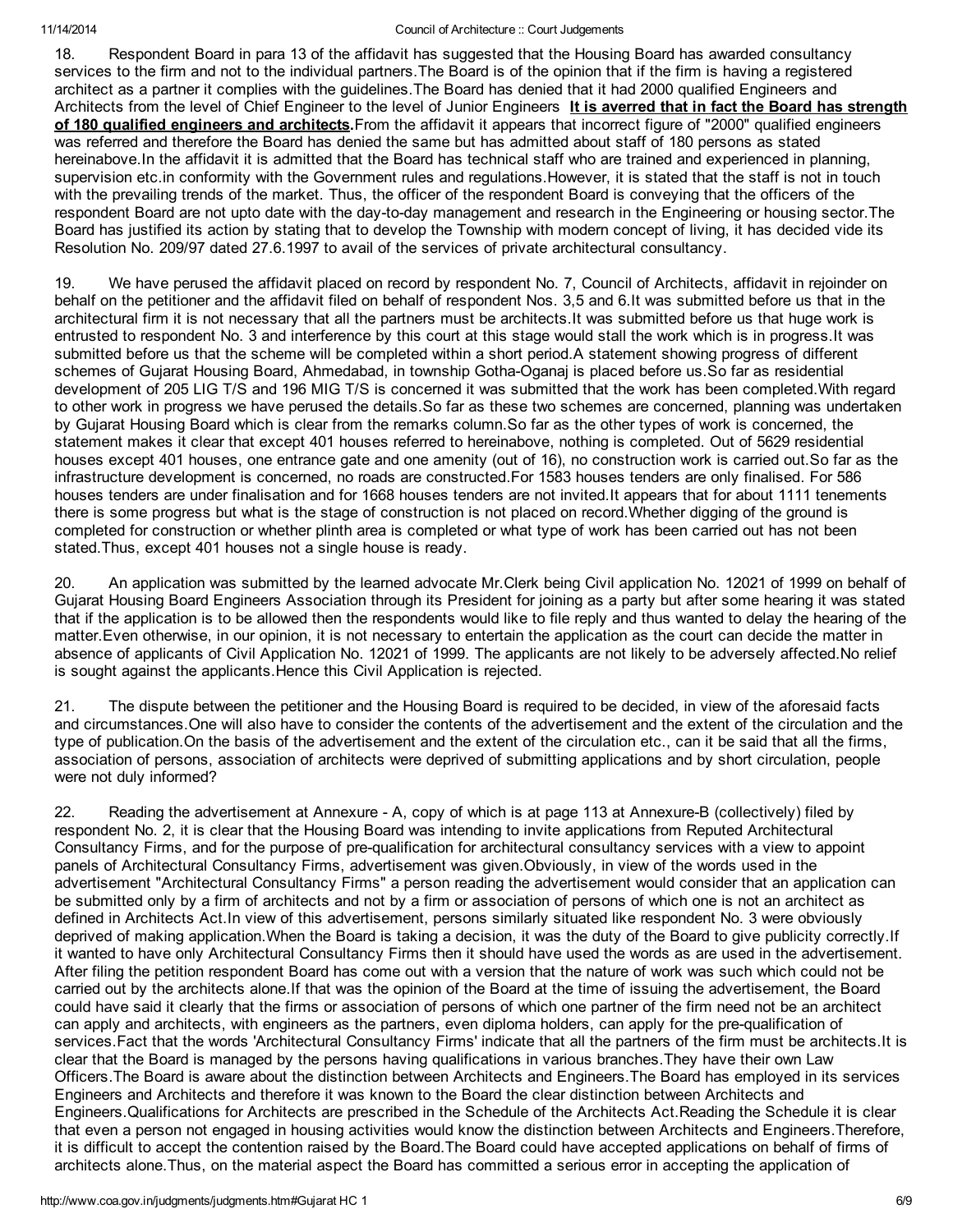18. Respondent Board in para 13 of the affidavit has suggested that the Housing Board has awarded consultancy services to the firm and not to the individual partners.The Board is of the opinion that if the firm is having a registered architect as a partner it complies with the guidelines.The Board has denied that it had 2000 qualified Engineers and Architects from the level of Chief Engineer to the level of Junior Engineers **It is averred that in fact the Board has strength of 180 qualified engineers and architects.** From the affidavit it appears that incorrect figure of "2000" qualified engineers was referred and therefore the Board has denied the same but has admitted about staff of 180 persons as stated hereinabove.In the affidavit it is admitted that the Board has technical staff who are trained and experienced in planning, supervision etc.in conformity with the Government rules and regulations.However, it is stated that the staff is not in touch with the prevailing trends of the market. Thus, the officer of the respondent Board is conveying that the officers of the respondent Board are not upto date with the day-to-day management and research in the Engineering or housing sector.The Board has justified its action by stating that to develop the Township with modern concept of living, it has decided vide its Resolution No. 209/97 dated 27.6.1997 to avail of the services of private architectural consultancy.

19. We have perused the affidavit placed on record by respondent No. 7, Council of Architects, affidavit in rejoinder on behalf on the petitioner and the affidavit filed on behalf of respondent Nos. 3,5 and 6.It was submitted before us that in the architectural firm it is not necessary that all the partners must be architects.It was submitted before us that huge work is entrusted to respondent No. 3 and interference by this court at this stage would stall the work which is in progress.It was submitted before us that the scheme will be completed within a short period.A statement showing progress of different schemes of Gujarat Housing Board, Ahmedabad, in township Gotha-Oganaj is placed before us.So far as residential development of 205 LIG T/S and 196 MIG T/S is concerned it was submitted that the work has been completed.With regard to other work in progress we have perused the details.So far as these two schemes are concerned, planning was undertaken by Gujarat Housing Board which is clear from the remarks column.So far as the other types of work is concerned, the statement makes it clear that except 401 houses referred to hereinabove, nothing is completed. Out of 5629 residential houses except 401 houses, one entrance gate and one amenity (out of 16), no construction work is carried out.So far as the infrastructure development is concerned, no roads are constructed.For 1583 houses tenders are only finalised. For 586 houses tenders are under finalisation and for 1668 houses tenders are not invited.It appears that for about 1111 tenements there is some progress but what is the stage of construction is not placed on record.Whether digging of the ground is completed for construction or whether plinth area is completed or what type of work has been carried out has not been stated.Thus, except 401 houses not a single house is ready.

20. An application was submitted by the learned advocate Mr.Clerk being Civil application No. 12021 of 1999 on behalf of Gujarat Housing Board Engineers Association through its President for joining as a party but after some hearing it was stated that if the application is to be allowed then the respondents would like to file reply and thus wanted to delay the hearing of the matter.Even otherwise, in our opinion, it is not necessary to entertain the application as the court can decide the matter in absence of applicants of Civil Application No. 12021 of 1999. The applicants are not likely to be adversely affected.No relief is sought against the applicants.Hence this Civil Application is rejected.

21. The dispute between the petitioner and the Housing Board is required to be decided, in view of the aforesaid facts and circumstances.One will also have to consider the contents of the advertisement and the extent of the circulation and the type of publication.On the basis of the advertisement and the extent of the circulation etc., can it be said that all the firms, association of persons, association of architects were deprived of submitting applications and by short circulation, people were not duly informed?

22. Reading the advertisement at Annexure - A, copy of which is at page 113 at Annexure-B (collectively) filed by respondent No. 2, it is clear that the Housing Board was intending to invite applications from Reputed Architectural Consultancy Firms, and for the purpose of pre-qualification for architectural consultancy services with a view to appoint panels of Architectural Consultancy Firms, advertisement was given.Obviously, in view of the words used in the advertisement "Architectural Consultancy Firms" a person reading the advertisement would consider that an application can be submitted only by a firm of architects and not by a firm or association of persons of which one is not an architect as defined in Architects Act.In view of this advertisement, persons similarly situated like respondent No. 3 were obviously deprived of making application.When the Board is taking a decision, it was the duty of the Board to give publicity correctly.If it wanted to have only Architectural Consultancy Firms then it should have used the words as are used in the advertisement. After filing the petition respondent Board has come out with a version that the nature of work was such which could not be carried out by the architects alone.If that was the opinion of the Board at the time of issuing the advertisement, the Board could have said it clearly that the firms or association of persons of which one partner of the firm need not be an architect can apply and architects, with engineers as the partners, even diploma holders, can apply for the pre-qualification of services.Fact that the words 'Architectural Consultancy Firms' indicate that all the partners of the firm must be architects.It is clear that the Board is managed by the persons having qualifications in various branches.They have their own Law Officers.The Board is aware about the distinction between Architects and Engineers.The Board has employed in its services Engineers and Architects and therefore it was known to the Board the clear distinction between Architects and Engineers.Qualifications for Architects are prescribed in the Schedule of the Architects Act.Reading the Schedule it is clear that even a person not engaged in housing activities would know the distinction between Architects and Engineers.Therefore, it is difficult to accept the contention raised by the Board.The Board could have accepted applications on behalf of firms of architects alone.Thus, on the material aspect the Board has committed a serious error in accepting the application of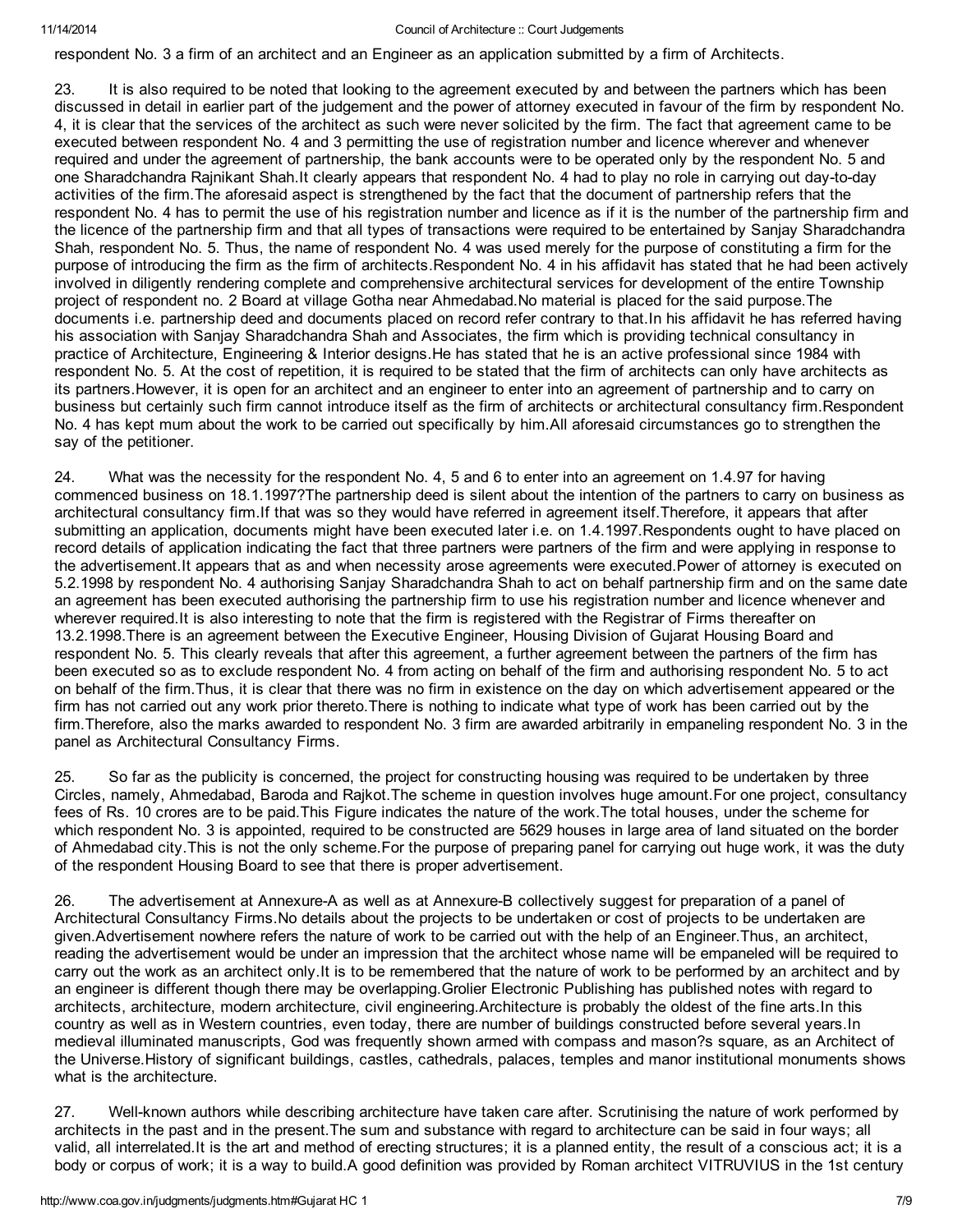respondent No. 3 a firm of an architect and an Engineer as an application submitted by a firm of Architects.

23. It is also required to be noted that looking to the agreement executed by and between the partners which has been discussed in detail in earlier part of the judgement and the power of attorney executed in favour of the firm by respondent No. 4, it is clear that the services of the architect as such were never solicited by the firm. The fact that agreement came to be executed between respondent No. 4 and 3 permitting the use of registration number and licence wherever and whenever required and under the agreement of partnership, the bank accounts were to be operated only by the respondent No. 5 and one Sharadchandra Rajnikant Shah.It clearly appears that respondent No. 4 had to play no role in carrying out day-to-day activities of the firm.The aforesaid aspect is strengthened by the fact that the document of partnership refers that the respondent No. 4 has to permit the use of his registration number and licence as if it is the number of the partnership firm and the licence of the partnership firm and that all types of transactions were required to be entertained by Sanjay Sharadchandra Shah, respondent No. 5. Thus, the name of respondent No. 4 was used merely for the purpose of constituting a firm for the purpose of introducing the firm as the firm of architects.Respondent No. 4 in his affidavit has stated that he had been actively involved in diligently rendering complete and comprehensive architectural services for development of the entire Township project of respondent no. 2 Board at village Gotha near Ahmedabad.No material is placed for the said purpose.The documents i.e. partnership deed and documents placed on record refer contrary to that.In his affidavit he has referred having his association with Sanjay Sharadchandra Shah and Associates, the firm which is providing technical consultancy in practice of Architecture, Engineering & Interior designs.He has stated that he is an active professional since 1984 with respondent No. 5. At the cost of repetition, it is required to be stated that the firm of architects can only have architects as its partners.However, it is open for an architect and an engineer to enter into an agreement of partnership and to carry on business but certainly such firm cannot introduce itself as the firm of architects or architectural consultancy firm.Respondent No. 4 has kept mum about the work to be carried out specifically by him.All aforesaid circumstances go to strengthen the say of the petitioner.

24. What was the necessity for the respondent No. 4, 5 and 6 to enter into an agreement on 1.4.97 for having commenced business on 18.1.1997?The partnership deed is silent about the intention of the partners to carry on business as architectural consultancy firm.If that was so they would have referred in agreement itself.Therefore, it appears that after submitting an application, documents might have been executed later i.e. on 1.4.1997.Respondents ought to have placed on record details of application indicating the fact that three partners were partners of the firm and were applying in response to the advertisement.It appears that as and when necessity arose agreements were executed.Power of attorney is executed on 5.2.1998 by respondent No. 4 authorising Sanjay Sharadchandra Shah to act on behalf partnership firm and on the same date an agreement has been executed authorising the partnership firm to use his registration number and licence whenever and wherever required.It is also interesting to note that the firm is registered with the Registrar of Firms thereafter on 13.2.1998.There is an agreement between the Executive Engineer, Housing Division of Gujarat Housing Board and respondent No. 5. This clearly reveals that after this agreement, a further agreement between the partners of the firm has been executed so as to exclude respondent No. 4 from acting on behalf of the firm and authorising respondent No. 5 to act on behalf of the firm.Thus, it is clear that there was no firm in existence on the day on which advertisement appeared or the firm has not carried out any work prior thereto.There is nothing to indicate what type of work has been carried out by the firm.Therefore, also the marks awarded to respondent No. 3 firm are awarded arbitrarily in empaneling respondent No. 3 in the panel as Architectural Consultancy Firms.

25. So far as the publicity is concerned, the project for constructing housing was required to be undertaken by three Circles, namely, Ahmedabad, Baroda and Rajkot.The scheme in question involves huge amount.For one project, consultancy fees of Rs. 10 crores are to be paid.This Figure indicates the nature of the work.The total houses, under the scheme for which respondent No. 3 is appointed, required to be constructed are 5629 houses in large area of land situated on the border of Ahmedabad city.This is not the only scheme.For the purpose of preparing panel for carrying out huge work, it was the duty of the respondent Housing Board to see that there is proper advertisement.

26. The advertisement at Annexure-A as well as at Annexure-B collectively suggest for preparation of a panel of Architectural Consultancy Firms.No details about the projects to be undertaken or cost of projects to be undertaken are given.Advertisement nowhere refers the nature of work to be carried out with the help of an Engineer.Thus, an architect, reading the advertisement would be under an impression that the architect whose name will be empaneled will be required to carry out the work as an architect only.It is to be remembered that the nature of work to be performed by an architect and by an engineer is different though there may be overlapping.Grolier Electronic Publishing has published notes with regard to architects, architecture, modern architecture, civil engineering.Architecture is probably the oldest of the fine arts.In this country as well as in Western countries, even today, there are number of buildings constructed before several years.In medieval illuminated manuscripts, God was frequently shown armed with compass and mason?s square, as an Architect of the Universe.History of significant buildings, castles, cathedrals, palaces, temples and manor institutional monuments shows what is the architecture.

27. Well-known authors while describing architecture have taken care after. Scrutinising the nature of work performed by architects in the past and in the present.The sum and substance with regard to architecture can be said in four ways; all valid, all interrelated.It is the art and method of erecting structures; it is a planned entity, the result of a conscious act; it is a body or corpus of work; it is a way to build.A good definition was provided by Roman architect VITRUVIUS in the 1st century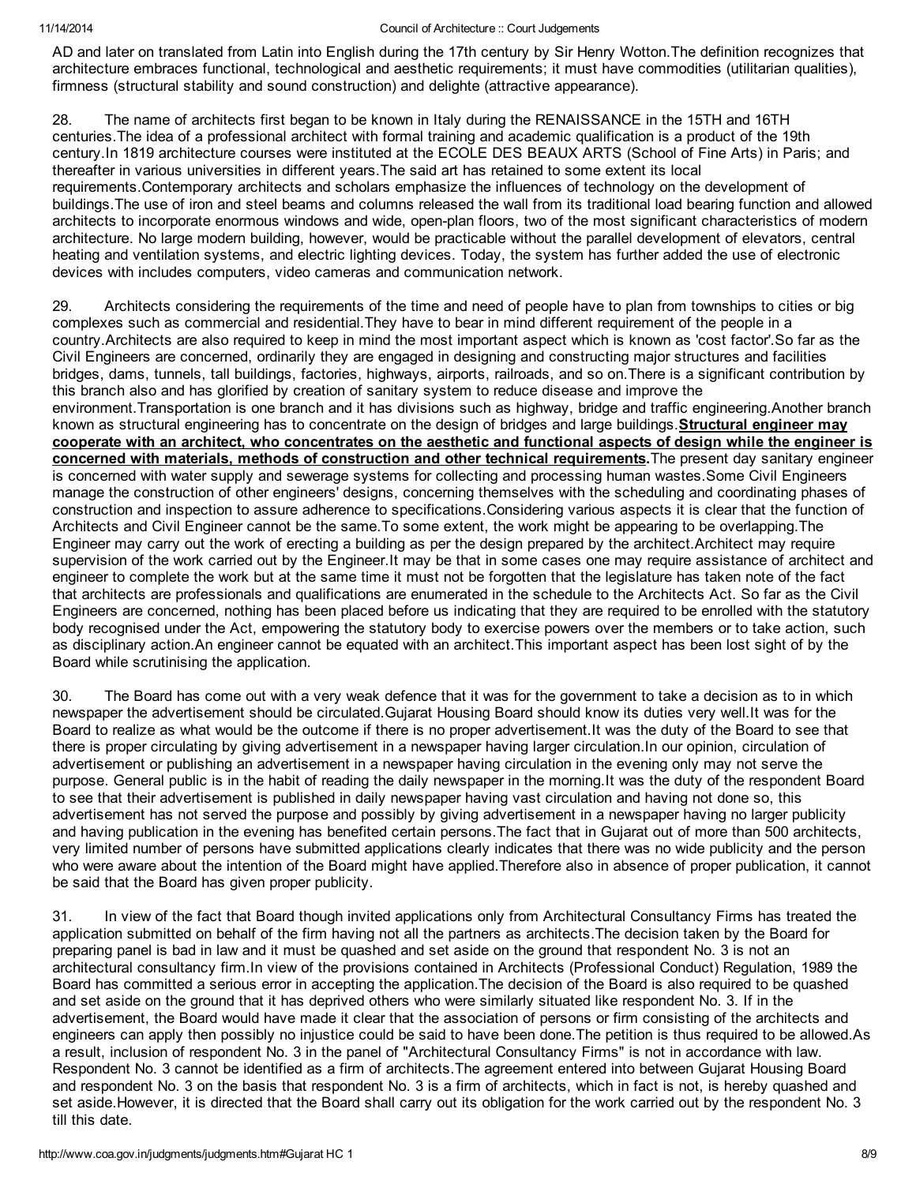AD and later on translated from Latin into English during the 17th century by Sir Henry Wotton.The definition recognizes that architecture embraces functional, technological and aesthetic requirements; it must have commodities (utilitarian qualities), firmness (structural stability and sound construction) and delighte (attractive appearance).

28. The name of architects first began to be known in Italy during the RENAISSANCE in the 15TH and 16TH centuries.The idea of a professional architect with formal training and academic qualification is a product of the 19th century.In 1819 architecture courses were instituted at the ECOLE DES BEAUX ARTS (School of Fine Arts) in Paris; and thereafter in various universities in different years.The said art has retained to some extent its local requirements.Contemporary architects and scholars emphasize the influences of technology on the development of buildings.The use of iron and steel beams and columns released the wall from its traditional load bearing function and allowed architects to incorporate enormous windows and wide, open-plan floors, two of the most significant characteristics of modern architecture. No large modern building, however, would be practicable without the parallel development of elevators, central heating and ventilation systems, and electric lighting devices. Today, the system has further added the use of electronic devices with includes computers, video cameras and communication network.

29. Architects considering the requirements of the time and need of people have to plan from townships to cities or big complexes such as commercial and residential.They have to bear in mind different requirement of the people in a country.Architects are also required to keep in mind the most important aspect which is known as 'cost factor'.So far as the Civil Engineers are concerned, ordinarily they are engaged in designing and constructing major structures and facilities bridges, dams, tunnels, tall buildings, factories, highways, airports, railroads, and so on.There is a significant contribution by this branch also and has glorified by creation of sanitary system to reduce disease and improve the environment.Transportation is one branch and it has divisions such as highway, bridge and traffic engineering.Another branch known as structural engineering has to concentrate on the design of bridges and large buildings.**Structural engineer may cooperate with an architect, who concentrates on the aesthetic and functional aspects of design while the engineer is concerned with materials, methods of construction and other technical requirements.**The present day sanitary engineer is concerned with water supply and sewerage systems for collecting and processing human wastes.Some Civil Engineers manage the construction of other engineers' designs, concerning themselves with the scheduling and coordinating phases of construction and inspection to assure adherence to specifications.Considering various aspects it is clear that the function of Architects and Civil Engineer cannot be the same.To some extent, the work might be appearing to be overlapping.The Engineer may carry out the work of erecting a building as per the design prepared by the architect.Architect may require supervision of the work carried out by the Engineer.It may be that in some cases one may require assistance of architect and engineer to complete the work but at the same time it must not be forgotten that the legislature has taken note of the fact that architects are professionals and qualifications are enumerated in the schedule to the Architects Act. So far as the Civil Engineers are concerned, nothing has been placed before us indicating that they are required to be enrolled with the statutory body recognised under the Act, empowering the statutory body to exercise powers over the members or to take action, such as disciplinary action.An engineer cannot be equated with an architect.This important aspect has been lost sight of by the Board while scrutinising the application.

30. The Board has come out with a very weak defence that it was for the government to take a decision as to in which newspaper the advertisement should be circulated.Gujarat Housing Board should know its duties very well.It was for the Board to realize as what would be the outcome if there is no proper advertisement.It was the duty of the Board to see that there is proper circulating by giving advertisement in a newspaper having larger circulation.In our opinion, circulation of advertisement or publishing an advertisement in a newspaper having circulation in the evening only may not serve the purpose. General public is in the habit of reading the daily newspaper in the morning.It was the duty of the respondent Board to see that their advertisement is published in daily newspaper having vast circulation and having not done so, this advertisement has not served the purpose and possibly by giving advertisement in a newspaper having no larger publicity and having publication in the evening has benefited certain persons.The fact that in Gujarat out of more than 500 architects, very limited number of persons have submitted applications clearly indicates that there was no wide publicity and the person who were aware about the intention of the Board might have applied.Therefore also in absence of proper publication, it cannot be said that the Board has given proper publicity.

31. In view of the fact that Board though invited applications only from Architectural Consultancy Firms has treated the application submitted on behalf of the firm having not all the partners as architects.The decision taken by the Board for preparing panel is bad in law and it must be quashed and set aside on the ground that respondent No. 3 is not an architectural consultancy firm.In view of the provisions contained in Architects (Professional Conduct) Regulation, 1989 the Board has committed a serious error in accepting the application.The decision of the Board is also required to be quashed and set aside on the ground that it has deprived others who were similarly situated like respondent No. 3. If in the advertisement, the Board would have made it clear that the association of persons or firm consisting of the architects and engineers can apply then possibly no injustice could be said to have been done.The petition is thus required to be allowed.As a result, inclusion of respondent No. 3 in the panel of "Architectural Consultancy Firms" is not in accordance with law. Respondent No. 3 cannot be identified as a firm of architects.The agreement entered into between Gujarat Housing Board and respondent No. 3 on the basis that respondent No. 3 is a firm of architects, which in fact is not, is hereby quashed and set aside.However, it is directed that the Board shall carry out its obligation for the work carried out by the respondent No. 3 till this date.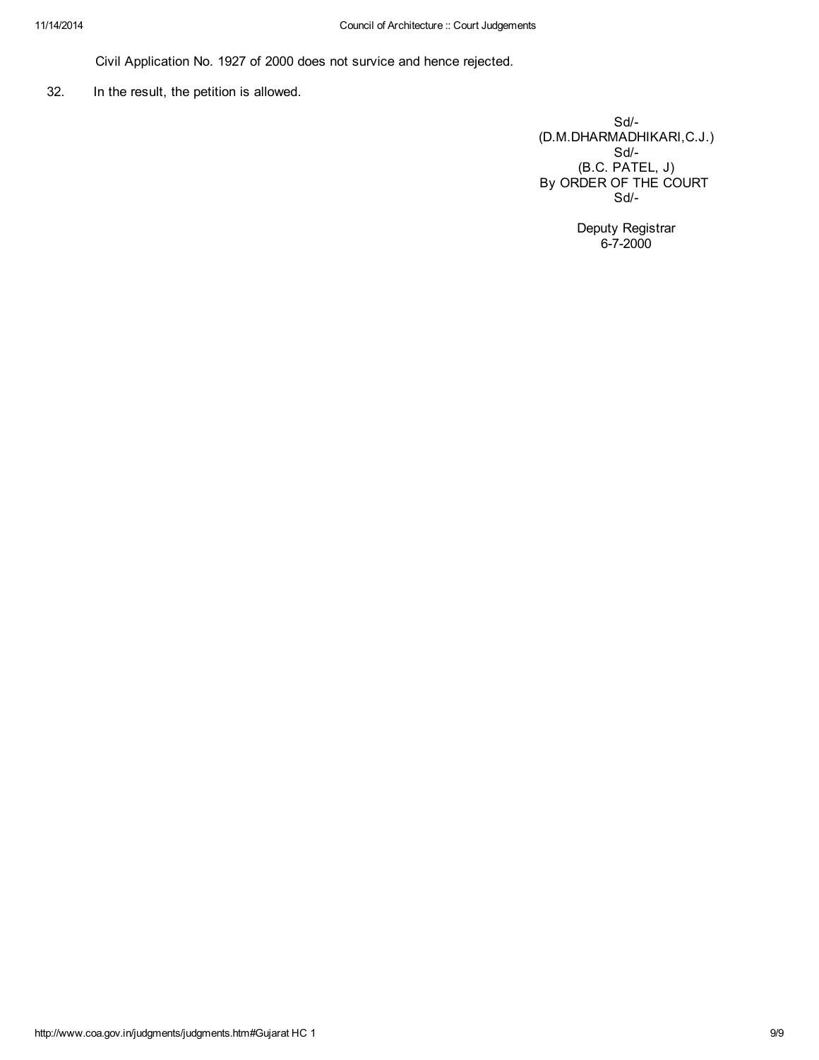Civil Application No. 1927 of 2000 does not survice and hence rejected.

32. In the result, the petition is allowed.

Sd/-
(D.M.DHARMADHIKARI,C.J.)
Sd/-
(B.C. PATEL, J)
By ORDER OF THE COURT
Sd/-

Deputy Registrar
6-7-2000